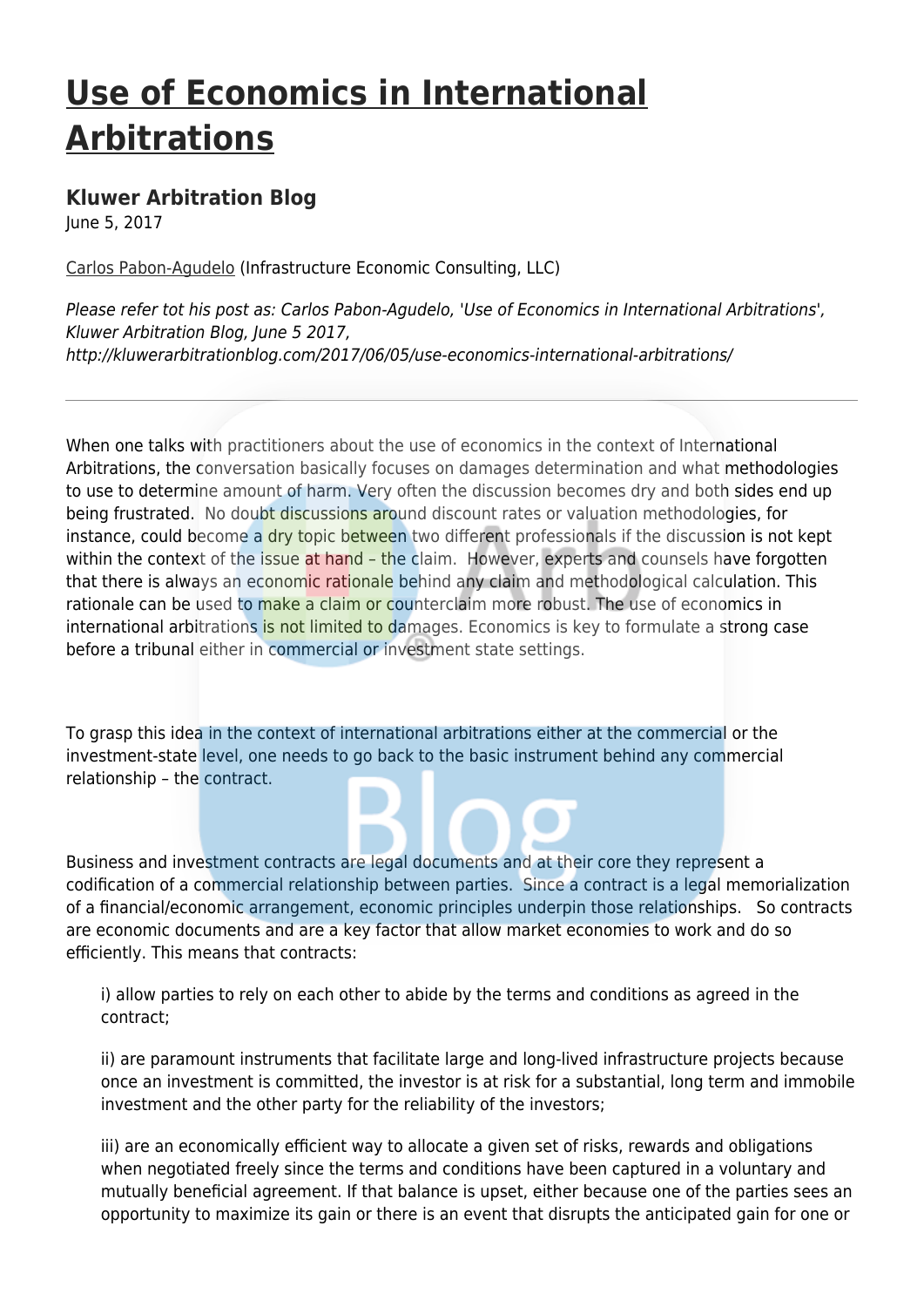# Use of Economics in International Arbitrations

## Kluwer Arbitration Blog

June 5, 2017

Carlos Pabon-Agudelo (Infrastructure Economic Consulting, LLC)

*Please refer tot his post as: Carlos Pabon-Agudelo, 'Use of Economics in International Arbitrations', Kluwer Arbitration Blog, June 5 2017, http://kluwerarbitrationblog.com/2017/06/05/use-economics-international-arbitrations/*

---

When one talks with practitioners about the use of economics in the context of International Arbitrations, the conversation basically focuses on damages determination and what methodologies to use to determine amount of harm. Very often the discussion becomes dry and both sides end up being frustrated. No doubt discussions around discount rates or valuation methodologies, for instance, could become a dry topic between two different professionals if the discussion is not kept within the context of the issue at hand – the claim. However, experts and counsels have forgotten that there is always an economic rationale behind any claim and methodological calculation. This rationale can be used to make a claim or counterclaim more robust. The use of economics in international arbitrations is not limited to damages. Economics is key to formulate a strong case before a tribunal either in commercial or investment state settings.

To grasp this idea in the context of international arbitrations either at the commercial or the investment-state level, one needs to go back to the basic instrument behind any commercial relationship – the contract.

Business and investment contracts are legal documents and at their core they represent a codification of a commercial relationship between parties. Since a contract is a legal memorialization of a financial/economic arrangement, economic principles underpin those relationships. So contracts are economic documents and are a key factor that allow market economies to work and do so efficiently. This means that contracts:

i) allow parties to rely on each other to abide by the terms and conditions as agreed in the contract;

ii) are paramount instruments that facilitate large and long-lived infrastructure projects because once an investment is committed, the investor is at risk for a substantial, long term and immobile investment and the other party for the reliability of the investors;

iii) are an economically efficient way to allocate a given set of risks, rewards and obligations when negotiated freely since the terms and conditions have been captured in a voluntary and mutually beneficial agreement. If that balance is upset, either because one of the parties sees an opportunity to maximize its gain or there is an event that disrupts the anticipated gain for one or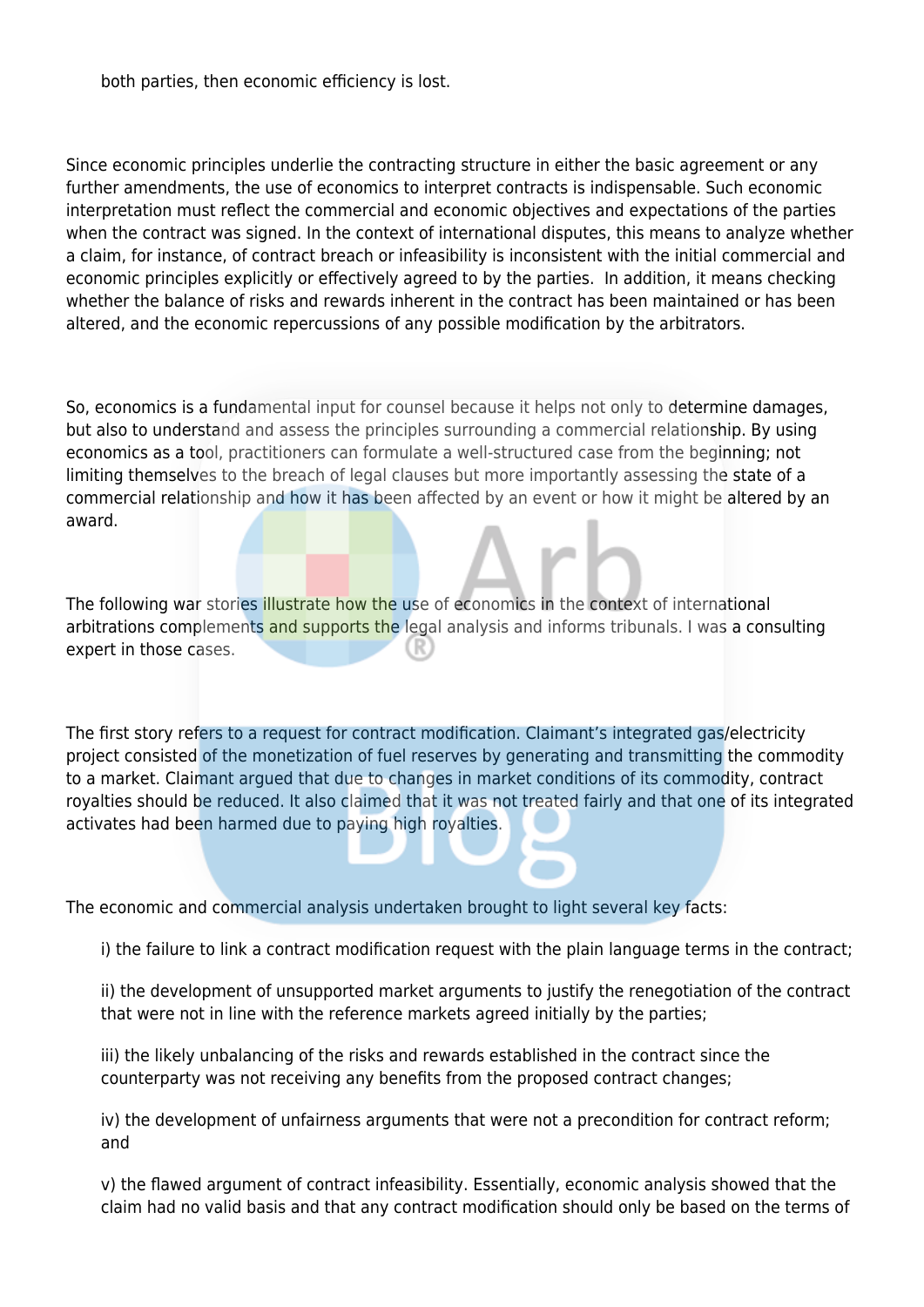both parties, then economic efficiency is lost.

Since economic principles underlie the contracting structure in either the basic agreement or any further amendments, the use of economics to interpret contracts is indispensable. Such economic interpretation must reflect the commercial and economic objectives and expectations of the parties when the contract was signed. In the context of international disputes, this means to analyze whether a claim, for instance, of contract breach or infeasibility is inconsistent with the initial commercial and economic principles explicitly or effectively agreed to by the parties. In addition, it means checking whether the balance of risks and rewards inherent in the contract has been maintained or has been altered, and the economic repercussions of any possible modification by the arbitrators.

So, economics is a fundamental input for counsel because it helps not only to determine damages, but also to understand and assess the principles surrounding a commercial relationship. By using economics as a tool, practitioners can formulate a well-structured case from the beginning; not limiting themselves to the breach of legal clauses but more importantly assessing the state of a commercial relationship and how it has been affected by an event or how it might be altered by an award.

The following war stories illustrate how the use of economics in the context of international arbitrations complements and supports the legal analysis and informs tribunals. I was a consulting expert in those cases.

The first story refers to a request for contract modification. Claimant's integrated gas/electricity project consisted of the monetization of fuel reserves by generating and transmitting the commodity to a market. Claimant argued that due to changes in market conditions of its commodity, contract royalties should be reduced. It also claimed that it was not treated fairly and that one of its integrated activates had been harmed due to paying high royalties.

The economic and commercial analysis undertaken brought to light several key facts:

i) the failure to link a contract modification request with the plain language terms in the contract;

ii) the development of unsupported market arguments to justify the renegotiation of the contract that were not in line with the reference markets agreed initially by the parties;

iii) the likely unbalancing of the risks and rewards established in the contract since the counterparty was not receiving any benefits from the proposed contract changes;

iv) the development of unfairness arguments that were not a precondition for contract reform; and

v) the flawed argument of contract infeasibility. Essentially, economic analysis showed that the claim had no valid basis and that any contract modification should only be based on the terms of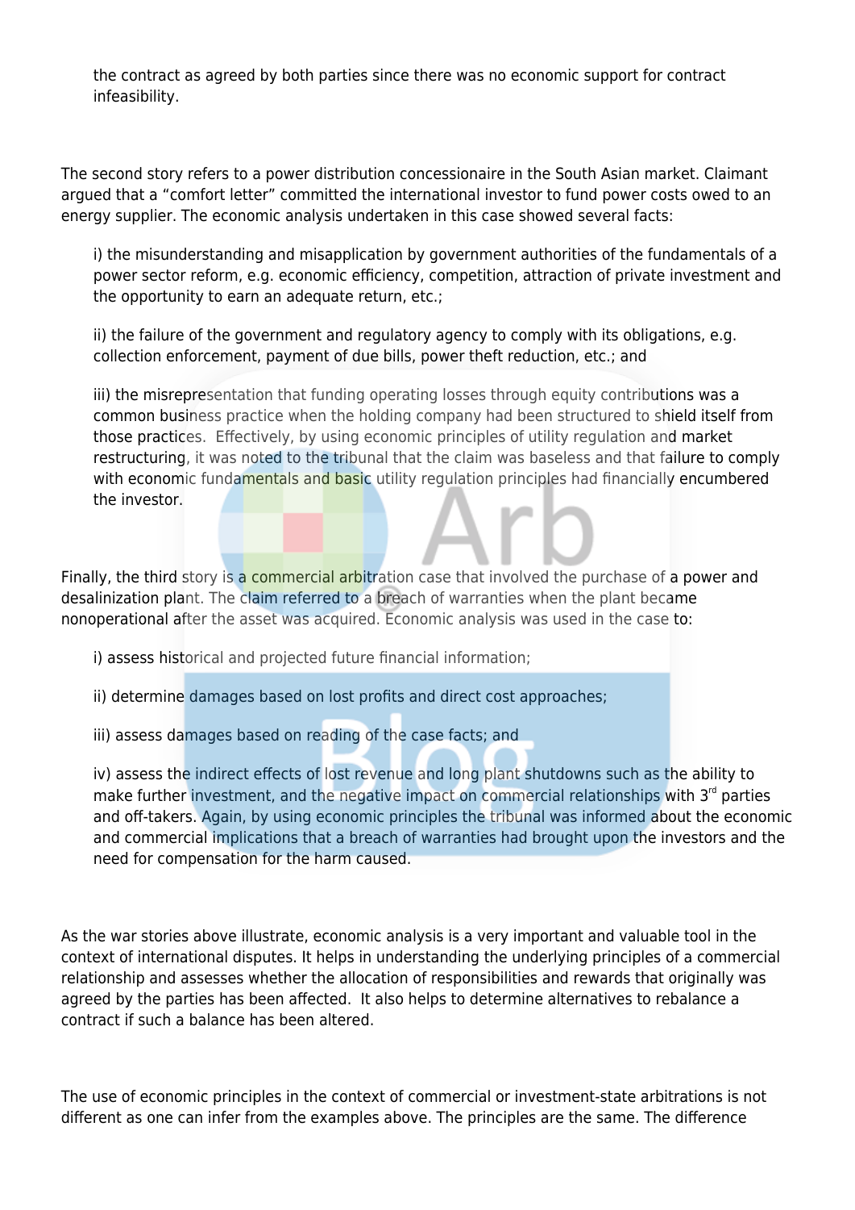the contract as agreed by both parties since there was no economic support for contract infeasibility.

The second story refers to a power distribution concessionaire in the South Asian market. Claimant argued that a "comfort letter" committed the international investor to fund power costs owed to an energy supplier. The economic analysis undertaken in this case showed several facts:

i) the misunderstanding and misapplication by government authorities of the fundamentals of a power sector reform, e.g. economic efficiency, competition, attraction of private investment and the opportunity to earn an adequate return, etc.;

ii) the failure of the government and regulatory agency to comply with its obligations, e.g. collection enforcement, payment of due bills, power theft reduction, etc.; and

iii) the misrepresentation that funding operating losses through equity contributions was a common business practice when the holding company had been structured to shield itself from those practices. Effectively, by using economic principles of utility regulation and market restructuring, it was noted to the tribunal that the claim was baseless and that failure to comply with economic fundamentals and basic utility regulation principles had financially encumbered the investor.

Finally, the third story is a commercial arbitration case that involved the purchase of a power and desalinization plant. The claim referred to a breach of warranties when the plant became nonoperational after the asset was acquired. Economic analysis was used in the case to:

i) assess historical and projected future financial information;

ii) determine damages based on lost profits and direct cost approaches;

iii) assess damages based on reading of the case facts; and

iv) assess the indirect effects of lost revenue and long plant shutdowns such as the ability to make further investment, and the negative impact on commercial relationships with 3rd parties and off-takers. Again, by using economic principles the tribunal was informed about the economic and commercial implications that a breach of warranties had brought upon the investors and the need for compensation for the harm caused.

As the war stories above illustrate, economic analysis is a very important and valuable tool in the context of international disputes. It helps in understanding the underlying principles of a commercial relationship and assesses whether the allocation of responsibilities and rewards that originally was agreed by the parties has been affected. It also helps to determine alternatives to rebalance a contract if such a balance has been altered.

The use of economic principles in the context of commercial or investment-state arbitrations is not different as one can infer from the examples above. The principles are the same. The difference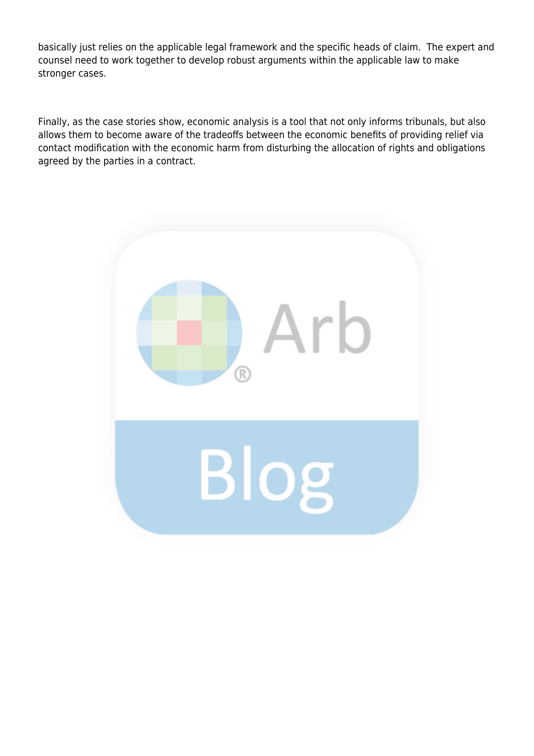basically just relies on the applicable legal framework and the specific heads of claim. The expert and counsel need to work together to develop robust arguments within the applicable law to make stronger cases.

Finally, as the case stories show, economic analysis is a tool that not only informs tribunals, but also allows them to become aware of the tradeoffs between the economic benefits of providing relief via contact modification with the economic harm from disturbing the allocation of rights and obligations agreed by the parties in a contract.